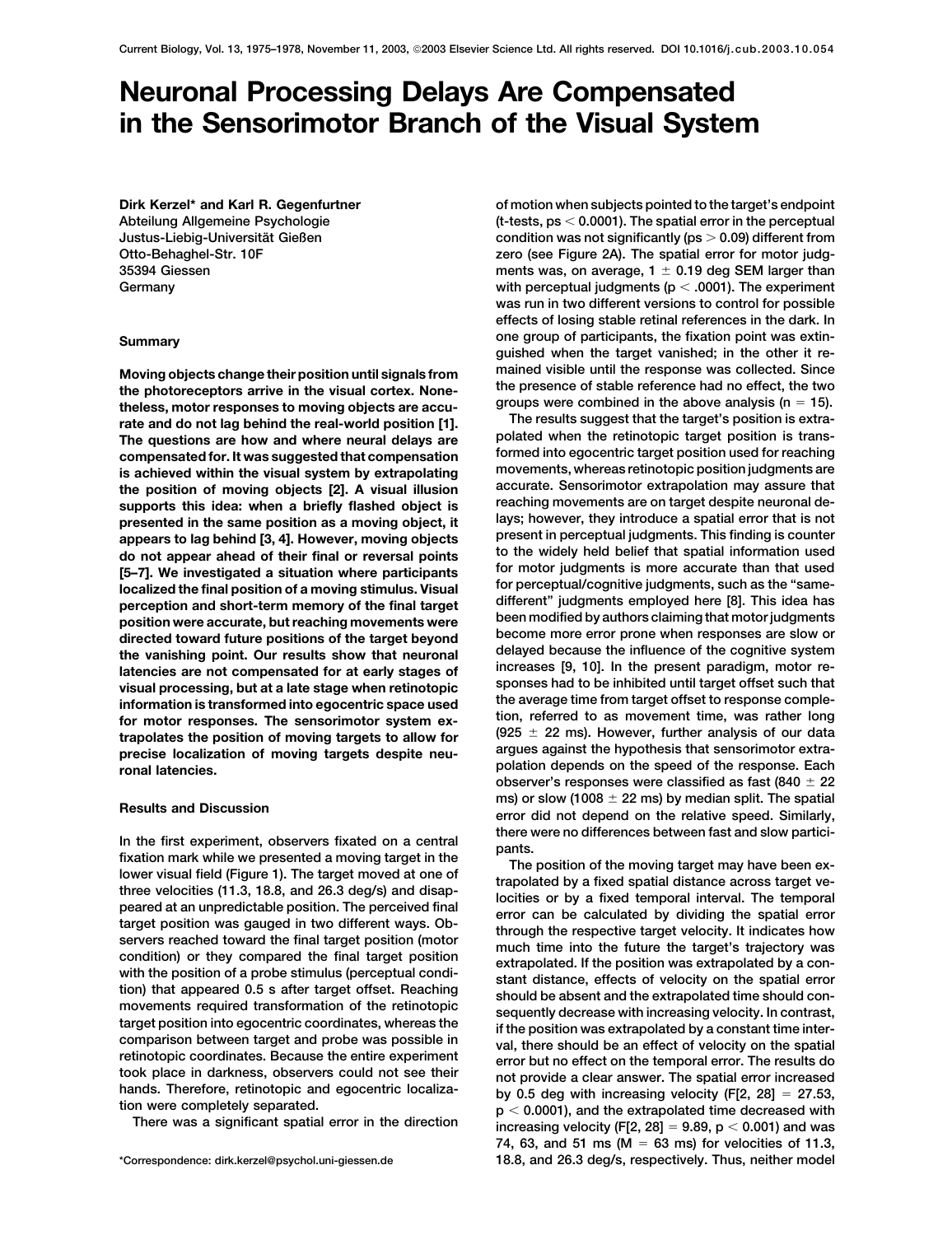# Neuronal Processing Delays Are Compensated in the Sensorimotor Branch of the Visual System

**Dirk Kerzel\* and Karl R. Gegenfurtner**
Abteilung Allgemeine Psychologie
Justus-Liebig-Universität Gießen
Otto-Behaghel-Str. 10F
35394 Giessen
Germany

## Summary

**Moving objects change their position until signals from the photoreceptors arrive in the visual cortex. Nonetheless, motor responses to moving objects are accurate and do not lag behind the real-world position [1]. The questions are how and where neural delays are compensated for. It was suggested that compensation is achieved within the visual system by extrapolating the position of moving objects [2]. A visual illusion supports this idea: when a briefly flashed object is presented in the same position as a moving object, it appears to lag behind [3, 4]. However, moving objects do not appear ahead of their final or reversal points [5–7]. We investigated a situation where participants localized the final position of a moving stimulus. Visual perception and short-term memory of the final target position were accurate, but reaching movements were directed toward future positions of the target beyond the vanishing point. Our results show that neuronal latencies are not compensated for at early stages of visual processing, but at a late stage when retinotopic information is transformed into egocentric space used for motor responses. The sensorimotor system extrapolates the position of moving targets to allow for precise localization of moving targets despite neuronal latencies.**

## Results and Discussion

In the first experiment, observers fixated on a central fixation mark while we presented a moving target in the lower visual field (Figure 1). The target moved at one of three velocities (11.3, 18.8, and 26.3 deg/s) and disappeared at an unpredictable position. The perceived final target position was gauged in two different ways. Observers reached toward the final target position (motor condition) or they compared the final target position with the position of a probe stimulus (perceptual condition) that appeared 0.5 s after target offset. Reaching movements required transformation of the retinotopic target position into egocentric coordinates, whereas the comparison between target and probe was possible in retinotopic coordinates. Because the entire experiment took place in darkness, observers could not see their hands. Therefore, retinotopic and egocentric localization were completely separated.

There was a significant spatial error in the direction of motion when subjects pointed to the target's endpoint (t-tests, ps $< 0.0001$). The spatial error in the perceptual condition was not significantly (ps $> 0.09$) different from zero (see Figure 2A). The spatial error for motor judgments was, on average, $1 \pm 0.19$ deg SEM larger than with perceptual judgments ($p < .0001$). The experiment was run in two different versions to control for possible effects of losing stable retinal references in the dark. In one group of participants, the fixation point was extinguished when the target vanished; in the other it remained visible until the response was collected. Since the presence of stable reference had no effect, the two groups were combined in the above analysis ($n = 15$).

The results suggest that the target's position is extrapolated when the retinotopic target position is transformed into egocentric target position used for reaching movements, whereas retinotopic position judgments are accurate. Sensorimotor extrapolation may assure that reaching movements are on target despite neuronal delays; however, they introduce a spatial error that is not present in perceptual judgments. This finding is counter to the widely held belief that spatial information used for motor judgments is more accurate than that used for perceptual/cognitive judgments, such as the "same-different" judgments employed here [8]. This idea has been modified by authors claiming that motor judgments become more error prone when responses are slow or delayed because the influence of the cognitive system increases [9, 10]. In the present paradigm, motor responses had to be inhibited until target offset such that the average time from target offset to response completion, referred to as movement time, was rather long ($925 \pm 22$ ms). However, further analysis of our data argues against the hypothesis that sensorimotor extrapolation depends on the speed of the response. Each observer's responses were classified as fast ($840 \pm 22$ ms) or slow ($1008 \pm 22$ ms) by median split. The spatial error did not depend on the relative speed. Similarly, there were no differences between fast and slow participants.

The position of the moving target may have been extrapolated by a fixed spatial distance across target velocities or by a fixed temporal interval. The temporal error can be calculated by dividing the spatial error through the respective target velocity. It indicates how much time into the future the target's trajectory was extrapolated. If the position was extrapolated by a constant distance, effects of velocity on the spatial error should be absent and the extrapolated time should consequently decrease with increasing velocity. In contrast, if the position was extrapolated by a constant time interval, there should be an effect of velocity on the spatial error but no effect on the temporal error. The results do not provide a clear answer. The spatial error increased by 0.5 deg with increasing velocity ($F[2, 28] = 27.53$, $p < 0.0001$), and the extrapolated time decreased with increasing velocity ($F[2, 28] = 9.89$, $p < 0.001$) and was 74, 63, and 51 ms ($M = 63$ ms) for velocities of 11.3, 18.8, and 26.3 deg/s, respectively. Thus, neither model

\*Correspondence: dirk.kerzel@psychol.uni-giessen.de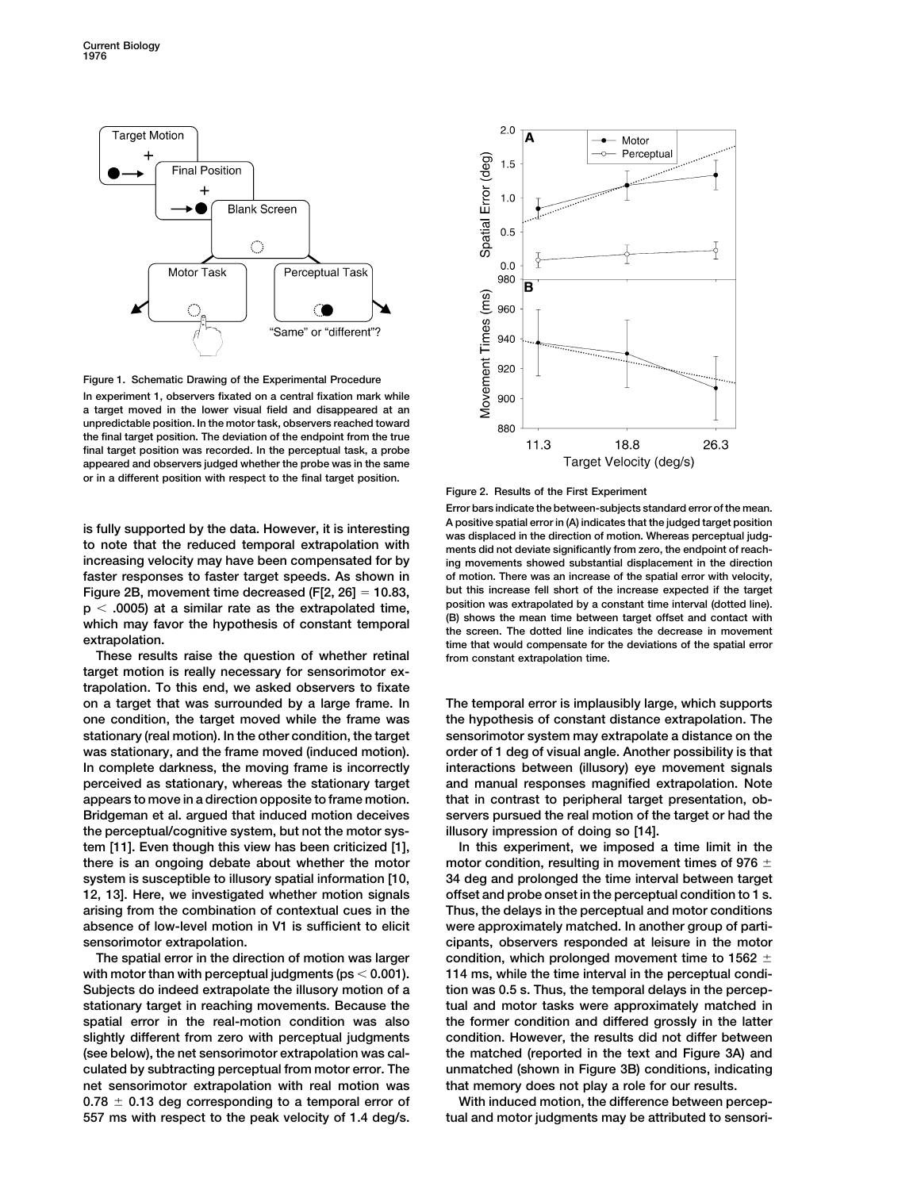Target Motion

Final Position

Blank Screen

Motor Task

Perceptual Task

"Same" or "different"?

Figure 1. Schematic Drawing of the Experimental Procedure

In experiment 1, observers fixated on a central fixation mark while a target moved in the lower visual field and disappeared at an unpredictable position. In the motor task, observers reached toward the final target position. The deviation of the endpoint from the true final target position was recorded. In the perceptual task, a probe appeared and observers judged whether the probe was in the same or in a different position with respect to the final target position.

A

B

Motor

Perceptual

Spatial Error (deg)

Movement Times (ms)

Target Velocity (deg/s)

11.3

18.8

26.3

Figure 2. Results of the First Experiment

Error bars indicate the between-subjects standard error of the mean. A positive spatial error in (A) indicates that the judged target position was displaced in the direction of motion. Whereas perceptual judgments did not deviate significantly from zero, the endpoint of reaching movements showed substantial displacement in the direction of motion. There was an increase of the spatial error with velocity, but this increase fell short of the increase expected if the target position was extrapolated by a constant time interval (dotted line). (B) shows the mean time between target offset and contact with the screen. The dotted line indicates the decrease in movement time that would compensate for the deviations of the spatial error from constant extrapolation time.

is fully supported by the data. However, it is interesting to note that the reduced temporal extrapolation with increasing velocity may have been compensated for by faster responses to faster target speeds. As shown in Figure 2B, movement time decreased ($F[2, 26] = 10.83$, $p < .0005$) at a similar rate as the extrapolated time, which may favor the hypothesis of constant temporal extrapolation.

These results raise the question of whether retinal target motion is really necessary for sensorimotor extrapolation. To this end, we asked observers to fixate on a target that was surrounded by a large frame. In one condition, the target moved while the frame was stationary (real motion). In the other condition, the target was stationary, and the frame moved (induced motion). In complete darkness, the moving frame is incorrectly perceived as stationary, whereas the stationary target appears to move in a direction opposite to frame motion. Bridgeman et al. argued that induced motion deceives the perceptual/cognitive system, but not the motor system [11]. Even though this view has been criticized [1], there is an ongoing debate about whether the motor system is susceptible to illusory spatial information [10, 12, 13]. Here, we investigated whether motion signals arising from the combination of contextual cues in the absence of low-level motion in V1 is sufficient to elicit sensorimotor extrapolation.

The spatial error in the direction of motion was larger with motor than with perceptual judgments ($ps < 0.001$). Subjects do indeed extrapolate the illusory motion of a stationary target in reaching movements. Because the spatial error in the real-motion condition was also slightly different from zero with perceptual judgments (see below), the net sensorimotor extrapolation was calculated by subtracting perceptual from motor error. The net sensorimotor extrapolation with real motion was $0.78 \pm 0.13$ deg corresponding to a temporal error of 557 ms with respect to the peak velocity of 1.4 deg/s. The temporal error is implausibly large, which supports the hypothesis of constant distance extrapolation. The sensorimotor system may extrapolate a distance on the order of 1 deg of visual angle. Another possibility is that interactions between (illusory) eye movement signals and manual responses magnified extrapolation. Note that in contrast to peripheral target presentation, observers pursued the real motion of the target or had the illusory impression of doing so [14].

In this experiment, we imposed a time limit in the motor condition, resulting in movement times of $976 \pm 34$ deg and prolonged the time interval between target offset and probe onset in the perceptual condition to 1 s. Thus, the delays in the perceptual and motor conditions were approximately matched. In another group of participants, observers responded at leisure in the motor condition, which prolonged movement time to $1562 \pm 114$ ms, while the time interval in the perceptual condition was 0.5 s. Thus, the temporal delays in the perceptual and motor tasks were approximately matched in the former condition and differed grossly in the latter condition. However, the results did not differ between the matched (reported in the text and Figure 3A) and unmatched (shown in Figure 3B) conditions, indicating that memory does not play a role for our results.

With induced motion, the difference between perceptual and motor judgments may be attributed to sensori-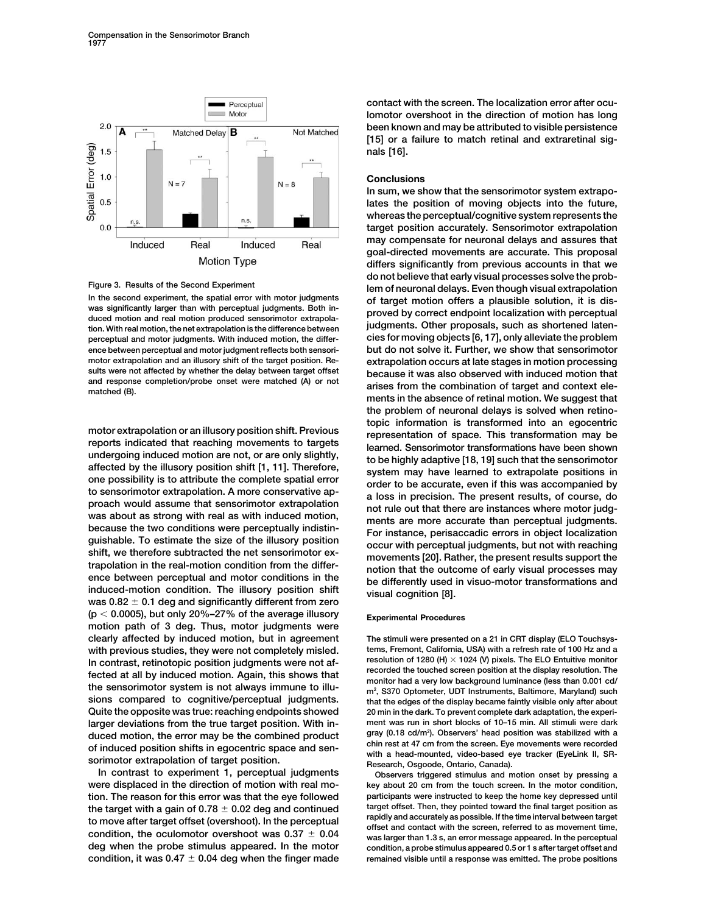Figure 3. Results of the Second Experiment

In the second experiment, the spatial error with motor judgments was significantly larger than with perceptual judgments. Both induced motion and real motion produced sensorimotor extrapolation. With real motion, the net extrapolation is the difference between perceptual and motor judgments. With induced motion, the difference between perceptual and motor judgment reflects both sensorimotor extrapolation and an illusory shift of the target position. Results were not affected by whether the delay between target offset and response completion/probe onset were matched (A) or not matched (B).

motor extrapolation or an illusory position shift. Previous reports indicated that reaching movements to targets undergoing induced motion are not, or are only slightly, affected by the illusory position shift [1, 11]. Therefore, one possibility is to attribute the complete spatial error to sensorimotor extrapolation. A more conservative approach would assume that sensorimotor extrapolation was about as strong with real as with induced motion, because the two conditions were perceptually indistinguishable. To estimate the size of the illusory position shift, we therefore subtracted the net sensorimotor extrapolation in the real-motion condition from the difference between perceptual and motor conditions in the induced-motion condition. The illusory position shift was $0.82 \pm 0.1$ deg and significantly different from zero ($p < 0.0005$), but only 20%–27% of the average illusory motion path of 3 deg. Thus, motor judgments were clearly affected by induced motion, but in agreement with previous studies, they were not completely misled. In contrast, retinotopic position judgments were not affected at all by induced motion. Again, this shows that the sensorimotor system is not always immune to illusions compared to cognitive/perceptual judgments. Quite the opposite was true: reaching endpoints showed larger deviations from the true target position. With induced motion, the error may be the combined product of induced position shifts in egocentric space and sensorimotor extrapolation of target position.

In contrast to experiment 1, perceptual judgments were displaced in the direction of motion with real motion. The reason for this error was that the eye followed the target with a gain of $0.78 \pm 0.02$ deg and continued to move after target offset (overshoot). In the perceptual condition, the oculomotor overshoot was $0.37 \pm 0.04$ deg when the probe stimulus appeared. In the motor condition, it was $0.47 \pm 0.04$ deg when the finger made contact with the screen. The localization error after oculomotor overshoot in the direction of motion has long been known and may be attributed to visible persistence [15] or a failure to match retinal and extraretinal signals [16].

## Conclusions

In sum, we show that the sensorimotor system extrapolates the position of moving objects into the future, whereas the perceptual/cognitive system represents the target position accurately. Sensorimotor extrapolation may compensate for neuronal delays and assures that goal-directed movements are accurate. This proposal differs significantly from previous accounts in that we do not believe that early visual processes solve the problem of neuronal delays. Even though visual extrapolation of target motion offers a plausible solution, it is disproved by correct endpoint localization with perceptual judgments. Other proposals, such as shortened latencies for moving objects [6, 17], only alleviate the problem but do not solve it. Further, we show that sensorimotor extrapolation occurs at late stages in motion processing because it was also observed with induced motion that arises from the combination of target and context elements in the absence of retinal motion. We suggest that the problem of neuronal delays is solved when retinotopic information is transformed into an egocentric representation of space. This transformation may be learned. Sensorimotor transformations have been shown to be highly adaptive [18, 19] such that the sensorimotor system may have learned to extrapolate positions in order to be accurate, even if this was accompanied by a loss in precision. The present results, of course, do not rule out that there are instances where motor judgments are more accurate than perceptual judgments. For instance, perisaccadic errors in object localization occur with perceptual judgments, but not with reaching movements [20]. Rather, the present results support the notion that the outcome of early visual processes may be differently used in visuo-motor transformations and visual cognition [8].

## Experimental Procedures

The stimuli were presented on a 21 in CRT display (ELO Touchsystems, Fremont, California, USA) with a refresh rate of 100 Hz and a resolution of 1280 (H) × 1024 (V) pixels. The ELO Entuitive monitor recorded the touched screen position at the display resolution. The monitor had a very low background luminance (less than 0.001 cd/$m^2$, S370 Optometer, UDT Instruments, Baltimore, Maryland) such that the edges of the display became faintly visible only after about 20 min in the dark. To prevent complete dark adaptation, the experiment was run in short blocks of 10–15 min. All stimuli were dark gray (0.18 cd/$m^2$). Observers' head position was stabilized with a chin rest at 47 cm from the screen. Eye movements were recorded with a head-mounted, video-based eye tracker (EyeLink II, SR-Research, Osgoode, Ontario, Canada).

Observers triggered stimulus and motion onset by pressing a key about 20 cm from the touch screen. In the motor condition, participants were instructed to keep the home key depressed until target offset. Then, they pointed toward the final target position as rapidly and accurately as possible. If the time interval between target offset and contact with the screen, referred to as movement time, was larger than 1.3 s, an error message appeared. In the perceptual condition, a probe stimulus appeared 0.5 or 1 s after target offset and remained visible until a response was emitted. The probe positions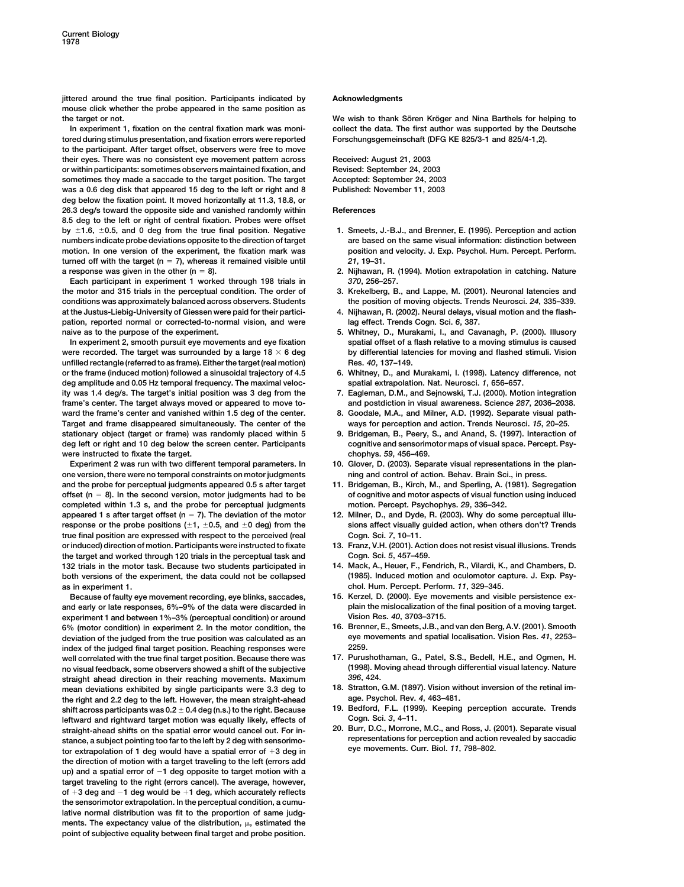jittered around the true final position. Participants indicated by mouse click whether the probe appeared in the same position as the target or not.

In experiment 1, fixation on the central fixation mark was monitored during stimulus presentation, and fixation errors were reported to the participant. After target offset, observers were free to move their eyes. There was no consistent eye movement pattern across or within participants: sometimes observers maintained fixation, and sometimes they made a saccade to the target position. The target was a 0.6 deg disk that appeared 15 deg to the left or right and 8 deg below the fixation point. It moved horizontally at 11.3, 18.8, or 26.3 deg/s toward the opposite side and vanished randomly within 8.5 deg to the left or right of central fixation. Probes were offset by $\pm 1.6$, $\pm 0.5$, and 0 deg from the true final position. Negative numbers indicate probe deviations opposite to the direction of target motion. In one version of the experiment, the fixation mark was turned off with the target ($n = 7$), whereas it remained visible until a response was given in the other ($n = 8$).

Each participant in experiment 1 worked through 198 trials in the motor and 315 trials in the perceptual condition. The order of conditions was approximately balanced across observers. Students at the Justus-Liebig-University of Giessen were paid for their participation, reported normal or corrected-to-normal vision, and were naive as to the purpose of the experiment.

In experiment 2, smooth pursuit eye movements and eye fixation were recorded. The target was surrounded by a large $18 \times 6$ deg unfilled rectangle (referred to as frame). Either the target (real motion) or the frame (induced motion) followed a sinusoidal trajectory of 4.5 deg amplitude and 0.05 Hz temporal frequency. The maximal velocity was 1.4 deg/s. The target's initial position was 3 deg from the frame's center. The target always moved or appeared to move toward the frame's center and vanished within 1.5 deg of the center. Target and frame disappeared simultaneously. The center of the stationary object (target or frame) was randomly placed within 5 deg left or right and 10 deg below the screen center. Participants were instructed to fixate the target.

Experiment 2 was run with two different temporal parameters. In one version, there were no temporal constraints on motor judgments and the probe for perceptual judgments appeared 0.5 s after target offset ($n = 8$). In the second version, motor judgments had to be completed within 1.3 s, and the probe for perceptual judgments appeared 1 s after target offset ($n = 7$). The deviation of the motor response or the probe positions ($\pm 1$, $\pm 0.5$, and $\pm 0$ deg) from the true final position are expressed with respect to the perceived (real or induced) direction of motion. Participants were instructed to fixate the target and worked through 120 trials in the perceptual task and 132 trials in the motor task. Because two students participated in both versions of the experiment, the data could not be collapsed as in experiment 1.

Because of faulty eye movement recording, eye blinks, saccades, and early or late responses, 6%–9% of the data were discarded in experiment 1 and between 1%–3% (perceptual condition) or around 6% (motor condition) in experiment 2. In the motor condition, the deviation of the judged from the true position was calculated as an index of the judged final target position. Reaching responses were well correlated with the true final target position. Because there was no visual feedback, some observers showed a shift of the subjective straight ahead direction in their reaching movements. Maximum mean deviations exhibited by single participants were 3.3 deg to the right and 2.2 deg to the left. However, the mean straight-ahead shift across participants was $0.2 \pm 0.4$ deg (n.s.) to the right. Because leftward and rightward target motion was equally likely, effects of straight-ahead shifts on the spatial error would cancel out. For instance, a subject pointing too far to the left by 2 deg with sensorimotor extrapolation of 1 deg would have a spatial error of $+3$ deg in the direction of motion with a target traveling to the left (errors add up) and a spatial error of $-1$ deg opposite to target motion with a target traveling to the right (errors cancel). The average, however, of $+3$ deg and $-1$ deg would be $+1$ deg, which accurately reflects the sensorimotor extrapolation. In the perceptual condition, a cumulative normal distribution was fit to the proportion of same judgments. The expectancy value of the distribution, $\mu$, estimated the point of subjective equality between final target and probe position.

## Acknowledgments

We wish to thank Sören Kröger and Nina Barthels for helping to collect the data. The first author was supported by the Deutsche Forschungsgemeinschaft (DFG KE 825/3-1 and 825/4-1,2).

Received: August 21, 2003
Revised: September 24, 2003
Accepted: September 24, 2003
Published: November 11, 2003

## References

1. Smeets, J.-B.J., and Brenner, E. (1995). Perception and action are based on the same visual information: distinction between position and velocity. J. Exp. Psychol. Hum. Percept. Perform. *21*, 19–31.
2. Nijhawan, R. (1994). Motion extrapolation in catching. Nature *370*, 256–257.
3. Krekelberg, B., and Lappe, M. (2001). Neuronal latencies and the position of moving objects. Trends Neurosci. *24*, 335–339.
4. Nijhawan, R. (2002). Neural delays, visual motion and the flash-lag effect. Trends Cogn. Sci. *6*, 387.
5. Whitney, D., Murakami, I., and Cavanagh, P. (2000). Illusory spatial offset of a flash relative to a moving stimulus is caused by differential latencies for moving and flashed stimuli. Vision Res. *40*, 137–149.
6. Whitney, D., and Murakami, I. (1998). Latency difference, not spatial extrapolation. Nat. Neurosci. *1*, 656–657.
7. Eagleman, D.M., and Sejnowski, T.J. (2000). Motion integration and postdiction in visual awareness. Science *287*, 2036–2038.
8. Goodale, M.A., and Milner, A.D. (1992). Separate visual pathways for perception and action. Trends Neurosci. *15*, 20–25.
9. Bridgeman, B., Peery, S., and Anand, S. (1997). Interaction of cognitive and sensorimotor maps of visual space. Percept. Psychophys. *59*, 456–469.
10. Glover, D. (2003). Separate visual representations in the planning and control of action. Behav. Brain Sci., in press.
11. Bridgeman, B., Kirch, M., and Sperling, A. (1981). Segregation of cognitive and motor aspects of visual function using induced motion. Percept. Psychophys. *29*, 336–342.
12. Milner, D., and Dyde, R. (2003). Why do some perceptual illusions affect visually guided action, when others don't? Trends Cogn. Sci. *7*, 10–11.
13. Franz, V.H. (2001). Action does not resist visual illusions. Trends Cogn. Sci. *5*, 457–459.
14. Mack, A., Heuer, F., Fendrich, R., Vilardi, K., and Chambers, D. (1985). Induced motion and oculomotor capture. J. Exp. Psychol. Hum. Percept. Perform. *11*, 329–345.
15. Kerzel, D. (2000). Eye movements and visible persistence explain the mislocalization of the final position of a moving target. Vision Res. *40*, 3703–3715.
16. Brenner, E., Smeets, J.B., and van den Berg, A.V. (2001). Smooth eye movements and spatial localisation. Vision Res. *41*, 2253–2259.
17. Purushothaman, G., Patel, S.S., Bedell, H.E., and Ogmen, H. (1998). Moving ahead through differential visual latency. Nature *396*, 424.
18. Stratton, G.M. (1897). Vision without inversion of the retinal image. Psychol. Rev. *4*, 463–481.
19. Bedford, F.L. (1999). Keeping perception accurate. Trends Cogn. Sci. *3*, 4–11.
20. Burr, D.C., Morrone, M.C., and Ross, J. (2001). Separate visual representations for perception and action revealed by saccadic eye movements. Curr. Biol. *11*, 798–802.